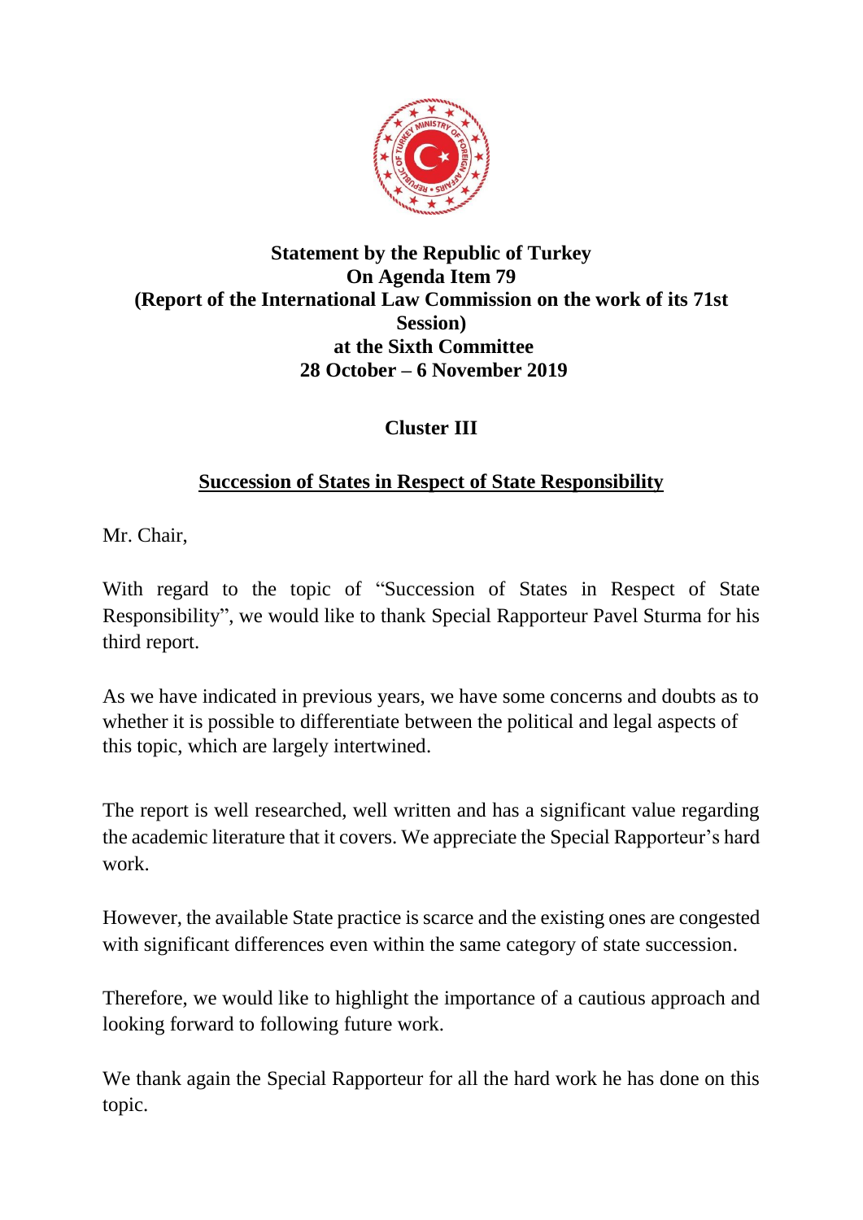**Statement by the Republic of Turkey**
**On Agenda Item 79**
**(Report of the International Law Commission on the work of its 71st Session)**
**at the Sixth Committee**
**28 October – 6 November 2019**

**Cluster III**

**<u>Succession of States in Respect of State Responsibility</u>**

Mr. Chair,

With regard to the topic of "Succession of States in Respect of State Responsibility", we would like to thank Special Rapporteur Pavel Sturma for his third report.

As we have indicated in previous years, we have some concerns and doubts as to whether it is possible to differentiate between the political and legal aspects of this topic, which are largely intertwined.

The report is well researched, well written and has a significant value regarding the academic literature that it covers. We appreciate the Special Rapporteur's hard work.

However, the available State practice is scarce and the existing ones are congested with significant differences even within the same category of state succession.

Therefore, we would like to highlight the importance of a cautious approach and looking forward to following future work.

We thank again the Special Rapporteur for all the hard work he has done on this topic.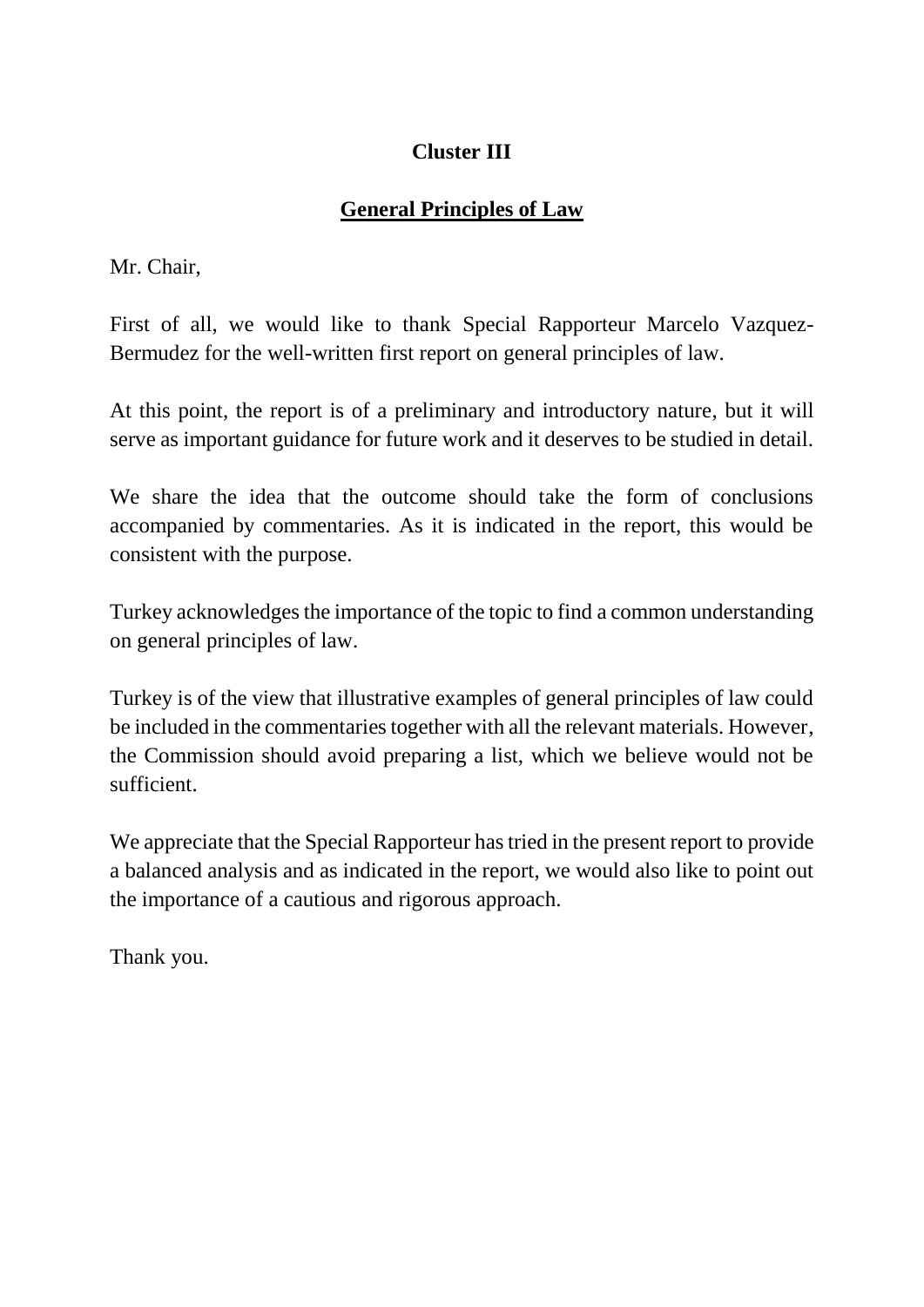**Cluster III**

**General Principles of Law**

Mr. Chair,

First of all, we would like to thank Special Rapporteur Marcelo Vazquez-Bermudez for the well-written first report on general principles of law.

At this point, the report is of a preliminary and introductory nature, but it will serve as important guidance for future work and it deserves to be studied in detail.

We share the idea that the outcome should take the form of conclusions accompanied by commentaries. As it is indicated in the report, this would be consistent with the purpose.

Turkey acknowledges the importance of the topic to find a common understanding on general principles of law.

Turkey is of the view that illustrative examples of general principles of law could be included in the commentaries together with all the relevant materials. However, the Commission should avoid preparing a list, which we believe would not be sufficient.

We appreciate that the Special Rapporteur has tried in the present report to provide a balanced analysis and as indicated in the report, we would also like to point out the importance of a cautious and rigorous approach.

Thank you.